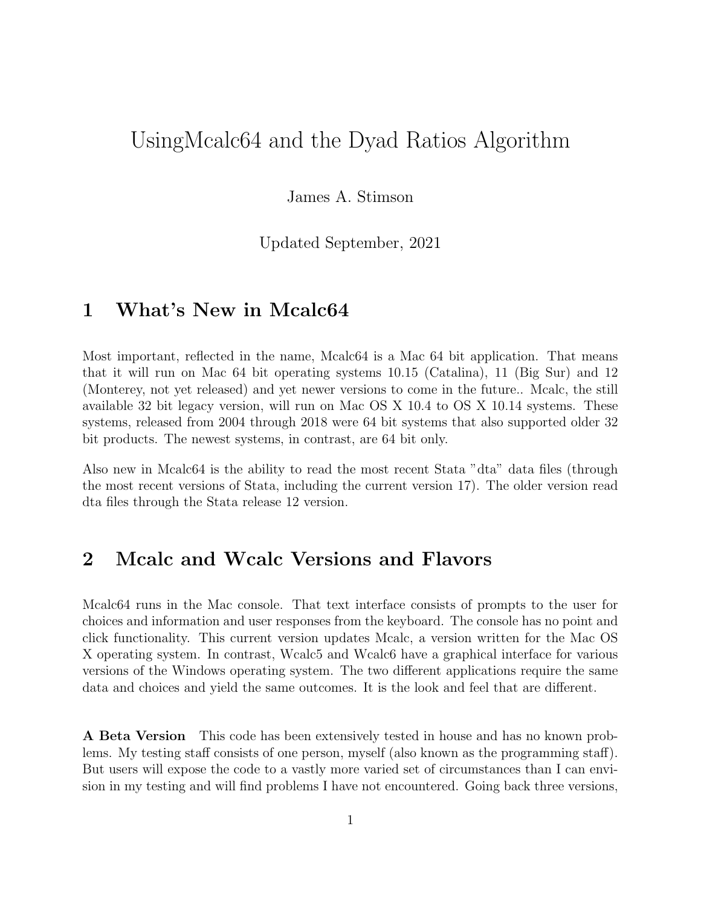# UsingMcalc64 and the Dyad Ratios Algorithm

James A. Stimson

Updated September, 2021

## 1 What's New in Mcalc64

Most important, reflected in the name, Mcalc64 is a Mac 64 bit application. That means that it will run on Mac 64 bit operating systems 10.15 (Catalina), 11 (Big Sur) and 12 (Monterey, not yet released) and yet newer versions to come in the future.. Mcalc, the still available 32 bit legacy version, will run on Mac OS X 10.4 to OS X 10.14 systems. These systems, released from 2004 through 2018 were 64 bit systems that also supported older 32 bit products. The newest systems, in contrast, are 64 bit only.

Also new in Mcalc64 is the ability to read the most recent Stata "dta" data files (through the most recent versions of Stata, including the current version 17). The older version read dta files through the Stata release 12 version.

## 2 Mcalc and Wcalc Versions and Flavors

Mcalc64 runs in the Mac console. That text interface consists of prompts to the user for choices and information and user responses from the keyboard. The console has no point and click functionality. This current version updates Mcalc, a version written for the Mac OS X operating system. In contrast, Wcalc5 and Wcalc6 have a graphical interface for various versions of the Windows operating system. The two different applications require the same data and choices and yield the same outcomes. It is the look and feel that are different.

**A Beta Version** This code has been extensively tested in house and has no known problems. My testing staff consists of one person, myself (also known as the programming staff). But users will expose the code to a vastly more varied set of circumstances than I can envision in my testing and will find problems I have not encountered. Going back three versions,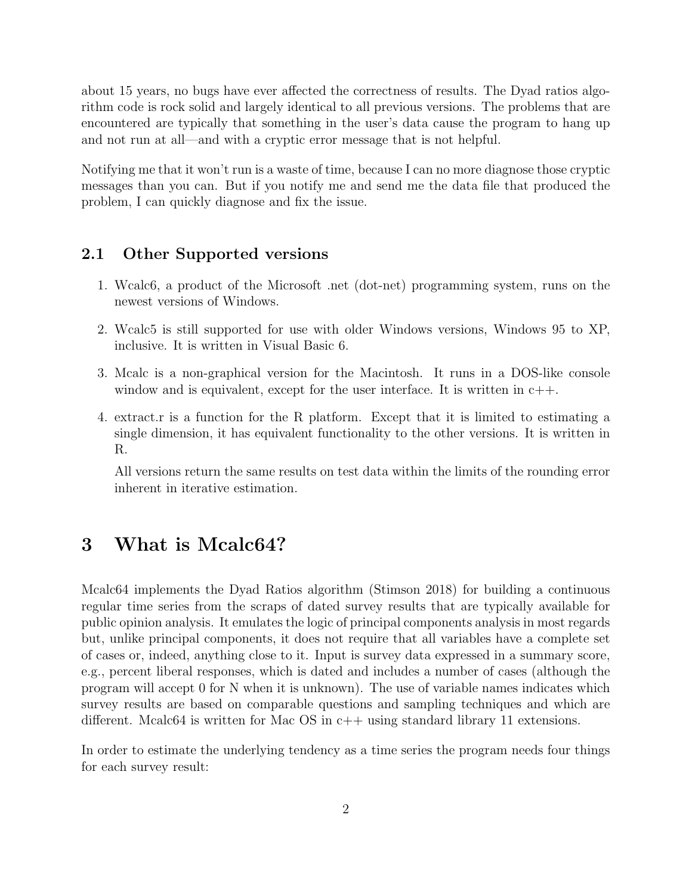about 15 years, no bugs have ever affected the correctness of results. The Dyad ratios algorithm code is rock solid and largely identical to all previous versions. The problems that are encountered are typically that something in the user's data cause the program to hang up and not run at all—and with a cryptic error message that is not helpful.

Notifying me that it won't run is a waste of time, because I can no more diagnose those cryptic messages than you can. But if you notify me and send me the data file that produced the problem, I can quickly diagnose and fix the issue.

## 2.1 Other Supported versions

1. Wcalc6, a product of the Microsoft .net (dot-net) programming system, runs on the newest versions of Windows.

2. Wcalc5 is still supported for use with older Windows versions, Windows 95 to XP, inclusive. It is written in Visual Basic 6.

3. Mcalc is a non-graphical version for the Macintosh. It runs in a DOS-like console window and is equivalent, except for the user interface. It is written in c++.

4. extract.r is a function for the R platform. Except that it is limited to estimating a single dimension, it has equivalent functionality to the other versions. It is written in R.

   All versions return the same results on test data within the limits of the rounding error inherent in iterative estimation.

# 3 What is Mcalc64?

Mcalc64 implements the Dyad Ratios algorithm (Stimson 2018) for building a continuous regular time series from the scraps of dated survey results that are typically available for public opinion analysis. It emulates the logic of principal components analysis in most regards but, unlike principal components, it does not require that all variables have a complete set of cases or, indeed, anything close to it. Input is survey data expressed in a summary score, e.g., percent liberal responses, which is dated and includes a number of cases (although the program will accept 0 for N when it is unknown). The use of variable names indicates which survey results are based on comparable questions and sampling techniques and which are different. Mcalc64 is written for Mac OS in c++ using standard library 11 extensions.

In order to estimate the underlying tendency as a time series the program needs four things for each survey result: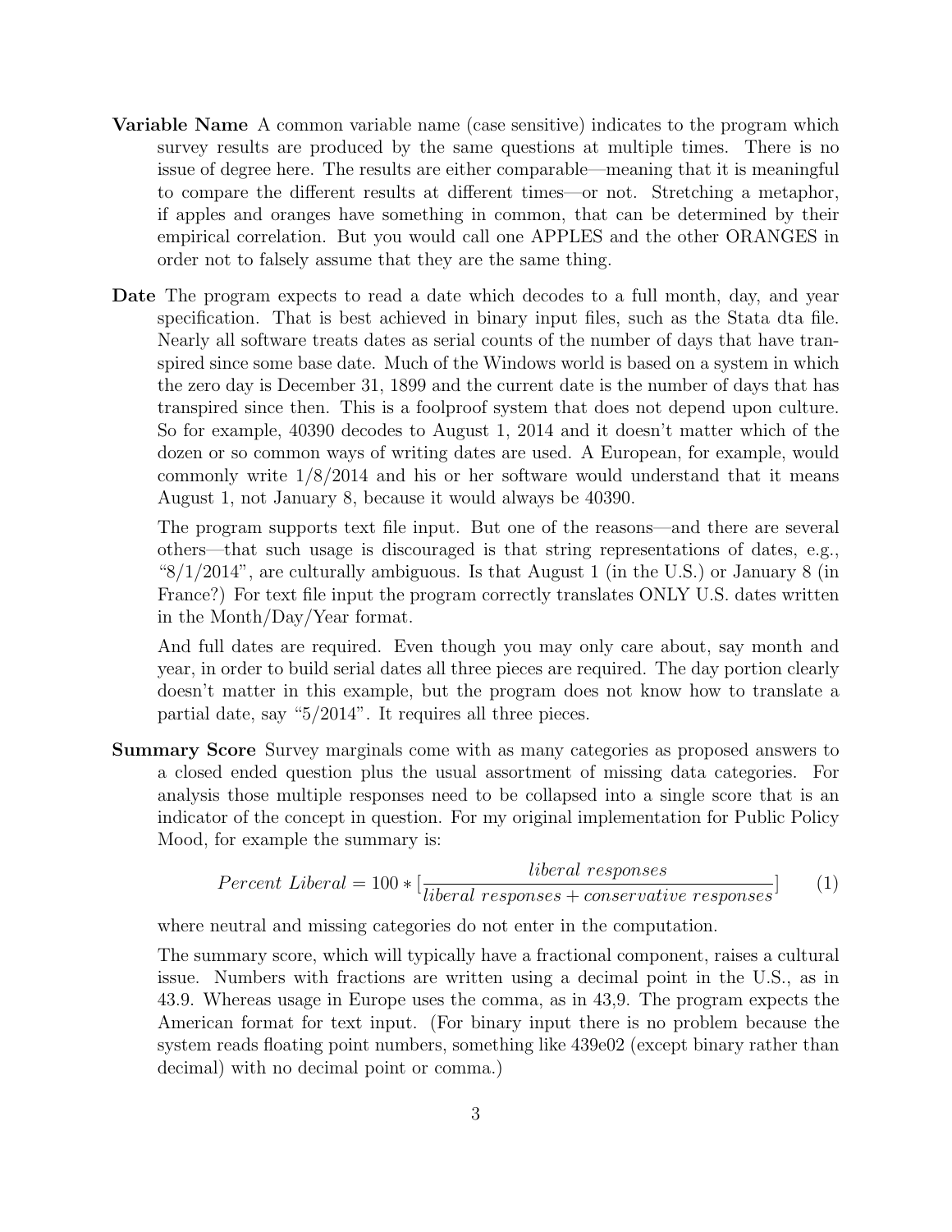**Variable Name** A common variable name (case sensitive) indicates to the program which survey results are produced by the same questions at multiple times. There is no issue of degree here. The results are either comparable—meaning that it is meaningful to compare the different results at different times—or not. Stretching a metaphor, if apples and oranges have something in common, that can be determined by their empirical correlation. But you would call one APPLES and the other ORANGES in order not to falsely assume that they are the same thing.

**Date** The program expects to read a date which decodes to a full month, day, and year specification. That is best achieved in binary input files, such as the Stata dta file. Nearly all software treats dates as serial counts of the number of days that have transpired since some base date. Much of the Windows world is based on a system in which the zero day is December 31, 1899 and the current date is the number of days that has transpired since then. This is a foolproof system that does not depend upon culture. So for example, 40390 decodes to August 1, 2014 and it doesn't matter which of the dozen or so common ways of writing dates are used. A European, for example, would commonly write 1/8/2014 and his or her software would understand that it means August 1, not January 8, because it would always be 40390.

The program supports text file input. But one of the reasons—and there are several others—that such usage is discouraged is that string representations of dates, e.g., "8/1/2014", are culturally ambiguous. Is that August 1 (in the U.S.) or January 8 (in France?) For text file input the program correctly translates ONLY U.S. dates written in the Month/Day/Year format.

And full dates are required. Even though you may only care about, say month and year, in order to build serial dates all three pieces are required. The day portion clearly doesn't matter in this example, but the program does not know how to translate a partial date, say "5/2014". It requires all three pieces.

**Summary Score** Survey marginals come with as many categories as proposed answers to a closed ended question plus the usual assortment of missing data categories. For analysis those multiple responses need to be collapsed into a single score that is an indicator of the concept in question. For my original implementation for Public Policy Mood, for example the summary is:

$$Percent\ Liberal = 100 * [\frac{liberal\ responses}{liberal\ responses + conservative\ responses}] \quad (1)$$

where neutral and missing categories do not enter in the computation.

The summary score, which will typically have a fractional component, raises a cultural issue. Numbers with fractions are written using a decimal point in the U.S., as in 43.9. Whereas usage in Europe uses the comma, as in 43,9. The program expects the American format for text input. (For binary input there is no problem because the system reads floating point numbers, something like 439e02 (except binary rather than decimal) with no decimal point or comma.)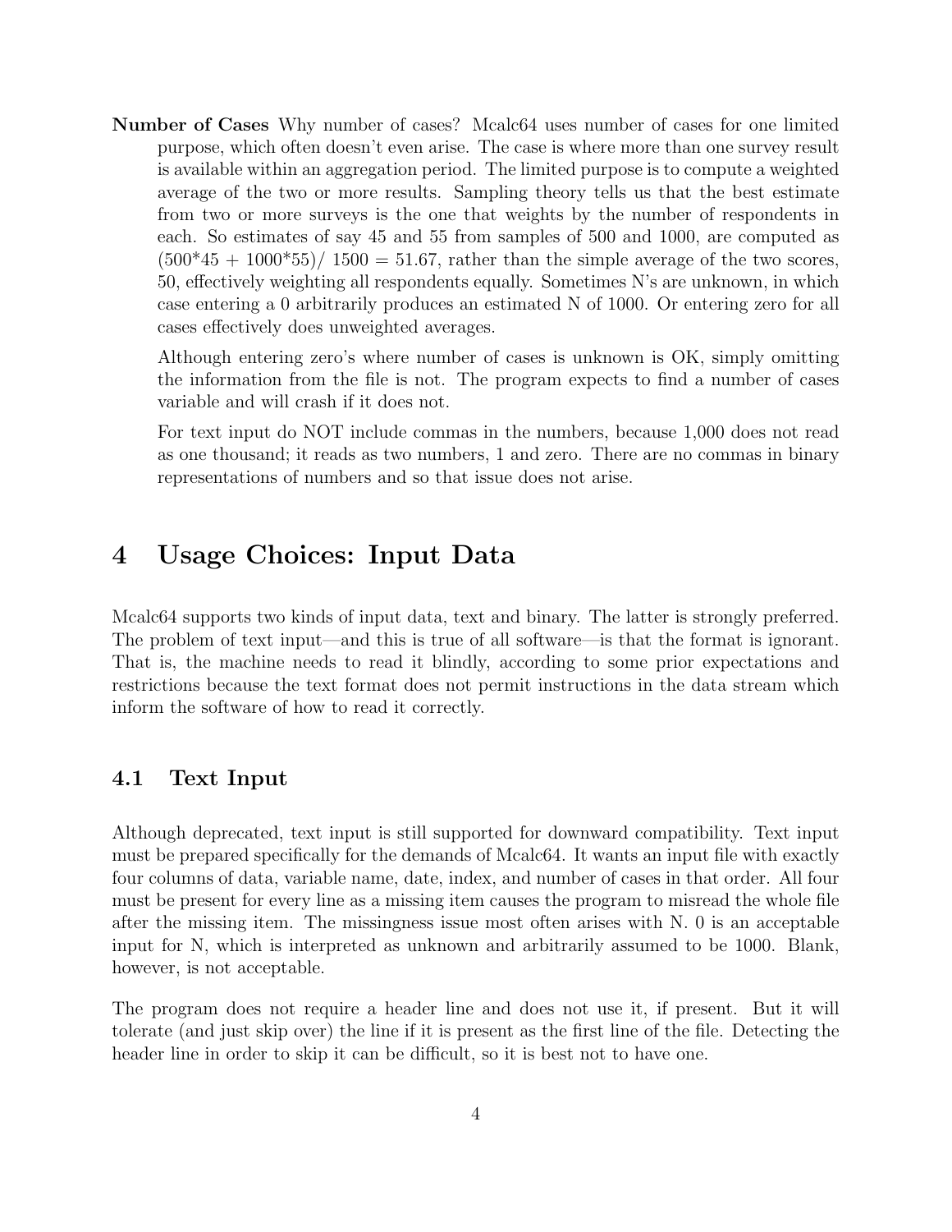**Number of Cases** Why number of cases? Mcalc64 uses number of cases for one limited purpose, which often doesn't even arise. The case is where more than one survey result is available within an aggregation period. The limited purpose is to compute a weighted average of the two or more results. Sampling theory tells us that the best estimate from two or more surveys is the one that weights by the number of respondents in each. So estimates of say 45 and 55 from samples of 500 and 1000, are computed as (500*45 + 1000*55)/ 1500 = 51.67, rather than the simple average of the two scores, 50, effectively weighting all respondents equally. Sometimes N's are unknown, in which case entering a 0 arbitrarily produces an estimated N of 1000. Or entering zero for all cases effectively does unweighted averages.

Although entering zero's where number of cases is unknown is OK, simply omitting the information from the file is not. The program expects to find a number of cases variable and will crash if it does not.

For text input do NOT include commas in the numbers, because 1,000 does not read as one thousand; it reads as two numbers, 1 and zero. There are no commas in binary representations of numbers and so that issue does not arise.

# 4 Usage Choices: Input Data

Mcalc64 supports two kinds of input data, text and binary. The latter is strongly preferred. The problem of text input—and this is true of all software—is that the format is ignorant. That is, the machine needs to read it blindly, according to some prior expectations and restrictions because the text format does not permit instructions in the data stream which inform the software of how to read it correctly.

## 4.1 Text Input

Although deprecated, text input is still supported for downward compatibility. Text input must be prepared specifically for the demands of Mcalc64. It wants an input file with exactly four columns of data, variable name, date, index, and number of cases in that order. All four must be present for every line as a missing item causes the program to misread the whole file after the missing item. The missingness issue most often arises with N. 0 is an acceptable input for N, which is interpreted as unknown and arbitrarily assumed to be 1000. Blank, however, is not acceptable.

The program does not require a header line and does not use it, if present. But it will tolerate (and just skip over) the line if it is present as the first line of the file. Detecting the header line in order to skip it can be difficult, so it is best not to have one.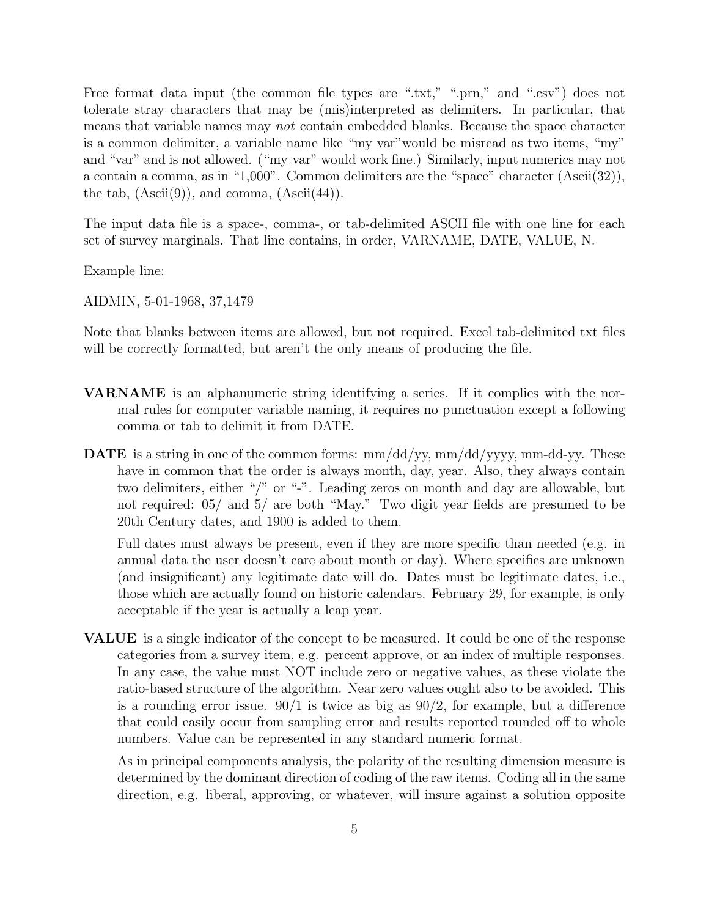Free format data input (the common file types are ".txt," ".prn," and ".csv") does not tolerate stray characters that may be (mis)interpreted as delimiters. In particular, that means that variable names may *not* contain embedded blanks. Because the space character is a common delimiter, a variable name like "my var"would be misread as two items, "my" and "var" and is not allowed. ("my_var" would work fine.) Similarly, input numerics may not a contain a comma, as in "1,000". Common delimiters are the "space" character (Ascii(32)), the tab, (Ascii(9)), and comma, (Ascii(44)).

The input data file is a space-, comma-, or tab-delimited ASCII file with one line for each set of survey marginals. That line contains, in order, VARNAME, DATE, VALUE, N.

Example line:

AIDMIN, 5-01-1968, 37,1479

Note that blanks between items are allowed, but not required. Excel tab-delimited txt files will be correctly formatted, but aren't the only means of producing the file.

**VARNAME** is an alphanumeric string identifying a series. If it complies with the normal rules for computer variable naming, it requires no punctuation except a following comma or tab to delimit it from DATE.

**DATE** is a string in one of the common forms: mm/dd/yy, mm/dd/yyyy, mm-dd-yy. These have in common that the order is always month, day, year. Also, they always contain two delimiters, either "/" or "-". Leading zeros on month and day are allowable, but not required: 05/ and 5/ are both "May." Two digit year fields are presumed to be 20th Century dates, and 1900 is added to them.

Full dates must always be present, even if they are more specific than needed (e.g. in annual data the user doesn't care about month or day). Where specifics are unknown (and insignificant) any legitimate date will do. Dates must be legitimate dates, i.e., those which are actually found on historic calendars. February 29, for example, is only acceptable if the year is actually a leap year.

**VALUE** is a single indicator of the concept to be measured. It could be one of the response categories from a survey item, e.g. percent approve, or an index of multiple responses. In any case, the value must NOT include zero or negative values, as these violate the ratio-based structure of the algorithm. Near zero values ought also to be avoided. This is a rounding error issue. 90/1 is twice as big as 90/2, for example, but a difference that could easily occur from sampling error and results reported rounded off to whole numbers. Value can be represented in any standard numeric format.

As in principal components analysis, the polarity of the resulting dimension measure is determined by the dominant direction of coding of the raw items. Coding all in the same direction, e.g. liberal, approving, or whatever, will insure against a solution opposite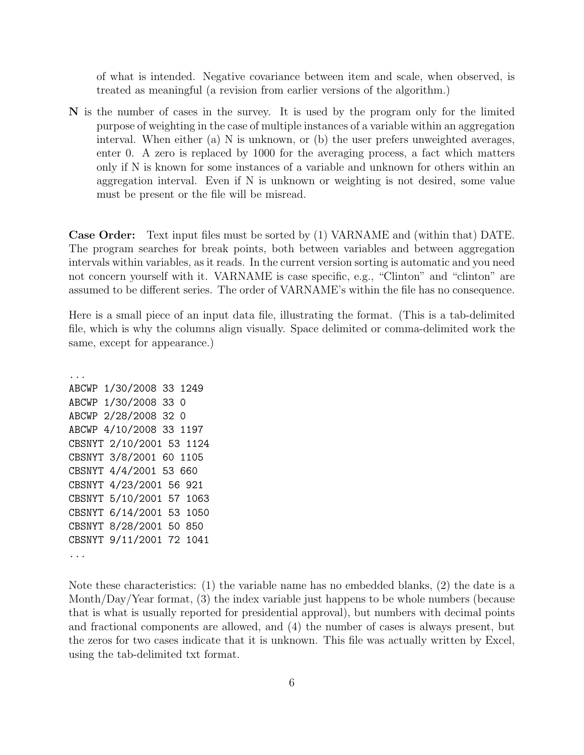of what is intended. Negative covariance between item and scale, when observed, is treated as meaningful (a revision from earlier versions of the algorithm.)

**N** is the number of cases in the survey. It is used by the program only for the limited purpose of weighting in the case of multiple instances of a variable within an aggregation interval. When either (a) N is unknown, or (b) the user prefers unweighted averages, enter 0. A zero is replaced by 1000 for the averaging process, a fact which matters only if N is known for some instances of a variable and unknown for others within an aggregation interval. Even if N is unknown or weighting is not desired, some value must be present or the file will be misread.

**Case Order:** Text input files must be sorted by (1) VARNAME and (within that) DATE. The program searches for break points, both between variables and between aggregation intervals within variables, as it reads. In the current version sorting is automatic and you need not concern yourself with it. VARNAME is case specific, e.g., "Clinton" and "clinton" are assumed to be different series. The order of VARNAME's within the file has no consequence.

Here is a small piece of an input data file, illustrating the format. (This is a tab-delimited file, which is why the columns align visually. Space delimited or comma-delimited work the same, except for appearance.)

```
...
ABCWP 1/30/2008 33 1249
ABCWP 1/30/2008 33 0
ABCWP 2/28/2008 32 0
ABCWP 4/10/2008 33 1197
CBSNYT 2/10/2001 53 1124
CBSNYT 3/8/2001 60 1105
CBSNYT 4/4/2001 53 660
CBSNYT 4/23/2001 56 921
CBSNYT 5/10/2001 57 1063
CBSNYT 6/14/2001 53 1050
CBSNYT 8/28/2001 50 850
CBSNYT 9/11/2001 72 1041
...
```

Note these characteristics: (1) the variable name has no embedded blanks, (2) the date is a Month/Day/Year format, (3) the index variable just happens to be whole numbers (because that is what is usually reported for presidential approval), but numbers with decimal points and fractional components are allowed, and (4) the number of cases is always present, but the zeros for two cases indicate that it is unknown. This file was actually written by Excel, using the tab-delimited txt format.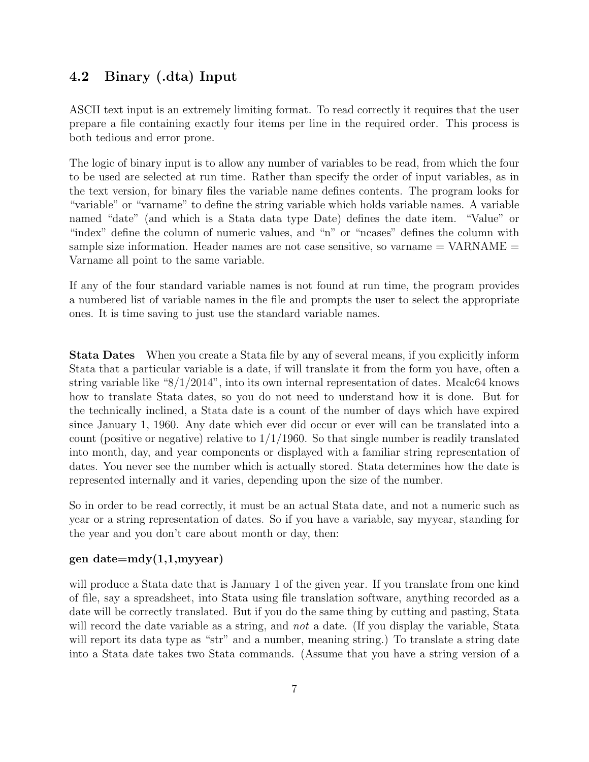## 4.2 Binary (.dta) Input

ASCII text input is an extremely limiting format. To read correctly it requires that the user prepare a file containing exactly four items per line in the required order. This process is both tedious and error prone.

The logic of binary input is to allow any number of variables to be read, from which the four to be used are selected at run time. Rather than specify the order of input variables, as in the text version, for binary files the variable name defines contents. The program looks for "variable" or "varname" to define the string variable which holds variable names. A variable named "date" (and which is a Stata data type Date) defines the date item. "Value" or "index" define the column of numeric values, and "n" or "ncases" defines the column with sample size information. Header names are not case sensitive, so varname = VARNAME = Varname all point to the same variable.

If any of the four standard variable names is not found at run time, the program provides a numbered list of variable names in the file and prompts the user to select the appropriate ones. It is time saving to just use the standard variable names.

**Stata Dates** When you create a Stata file by any of several means, if you explicitly inform Stata that a particular variable is a date, if will translate it from the form you have, often a string variable like "8/1/2014", into its own internal representation of dates. Mcalc64 knows how to translate Stata dates, so you do not need to understand how it is done. But for the technically inclined, a Stata date is a count of the number of days which have expired since January 1, 1960. Any date which ever did occur or ever will can be translated into a count (positive or negative) relative to 1/1/1960. So that single number is readily translated into month, day, and year components or displayed with a familiar string representation of dates. You never see the number which is actually stored. Stata determines how the date is represented internally and it varies, depending upon the size of the number.

So in order to be read correctly, it must be an actual Stata date, and not a numeric such as year or a string representation of dates. So if you have a variable, say myyear, standing for the year and you don't care about month or day, then:

**gen date=mdy(1,1,myyear)**

will produce a Stata date that is January 1 of the given year. If you translate from one kind of file, say a spreadsheet, into Stata using file translation software, anything recorded as a date will be correctly translated. But if you do the same thing by cutting and pasting, Stata will record the date variable as a string, and *not* a date. (If you display the variable, Stata will report its data type as "str" and a number, meaning string.) To translate a string date into a Stata date takes two Stata commands. (Assume that you have a string version of a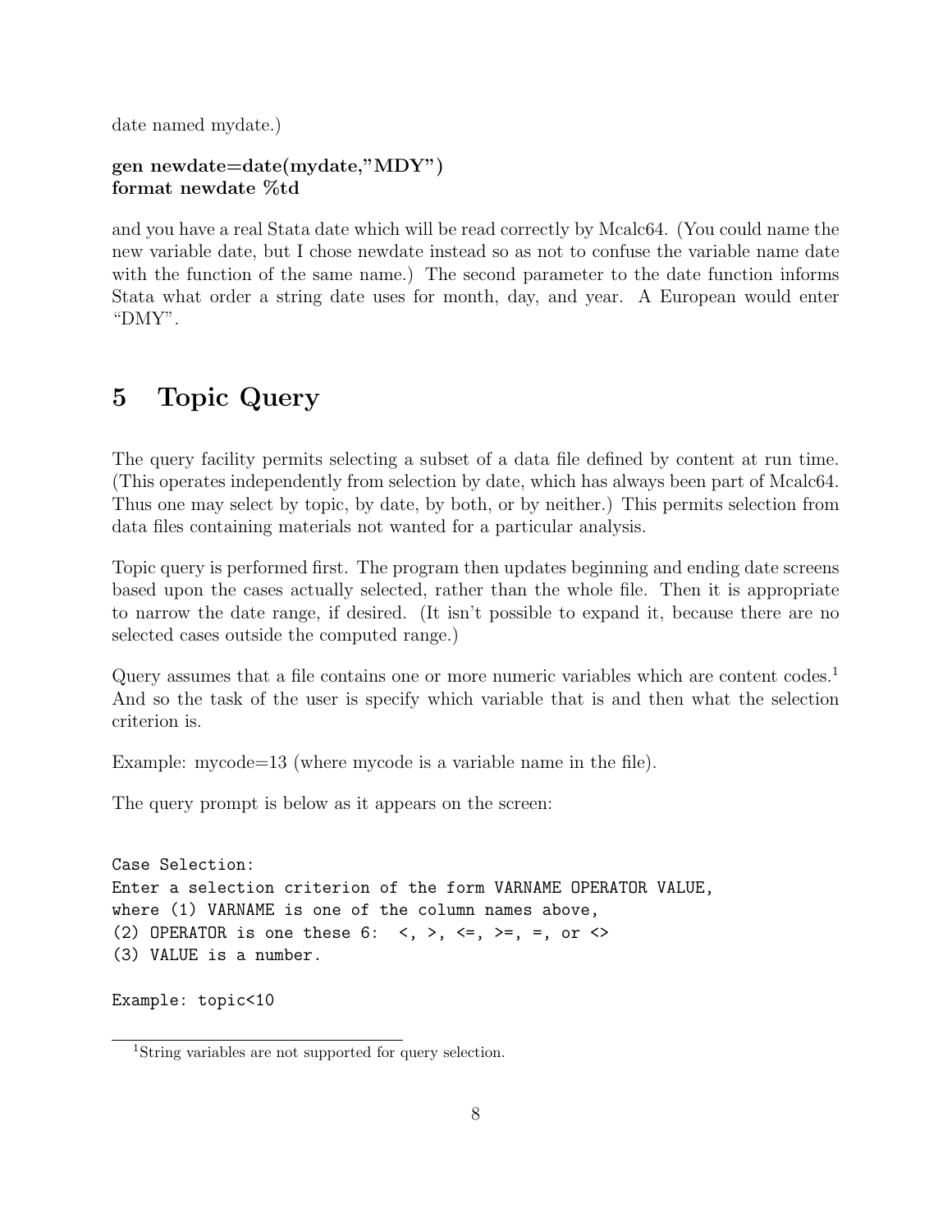date named mydate.)

**gen newdate=date(mydate,"MDY")**
**format newdate %td**

and you have a real Stata date which will be read correctly by Mcalc64. (You could name the new variable date, but I chose newdate instead so as not to confuse the variable name date with the function of the same name.) The second parameter to the date function informs Stata what order a string date uses for month, day, and year. A European would enter "DMY".

# 5 Topic Query

The query facility permits selecting a subset of a data file defined by content at run time. (This operates independently from selection by date, which has always been part of Mcalc64. Thus one may select by topic, by date, by both, or by neither.) This permits selection from data files containing materials not wanted for a particular analysis.

Topic query is performed first. The program then updates beginning and ending date screens based upon the cases actually selected, rather than the whole file. Then it is appropriate to narrow the date range, if desired. (It isn't possible to expand it, because there are no selected cases outside the computed range.)

Query assumes that a file contains one or more numeric variables which are content codes.[1] And so the task of the user is specify which variable that is and then what the selection criterion is.

Example: mycode=13 (where mycode is a variable name in the file).

The query prompt is below as it appears on the screen:

```
Case Selection:
Enter a selection criterion of the form VARNAME OPERATOR VALUE,
where (1) VARNAME is one of the column names above,
(2) OPERATOR is one these 6:  <, >, <=, >=, =, or <>
(3) VALUE is a number.

Example: topic<10
```

[1] String variables are not supported for query selection.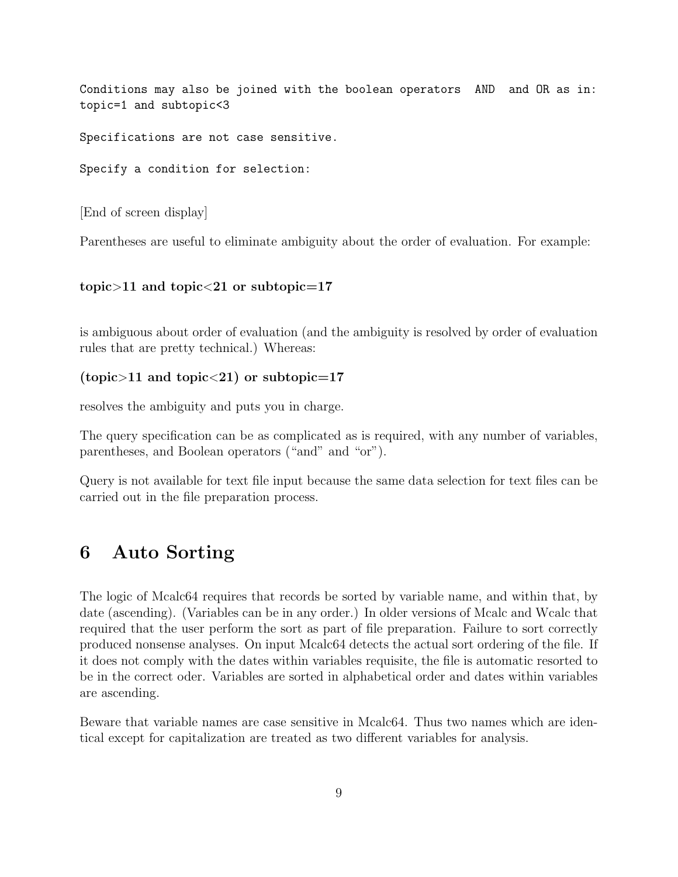```
Conditions may also be joined with the boolean operators  AND  and OR as in:
topic=1 and subtopic<3

Specifications are not case sensitive.

Specify a condition for selection:
```

[End of screen display]

Parentheses are useful to eliminate ambiguity about the order of evaluation. For example:

**topic>11 and topic<21 or subtopic=17**

is ambiguous about order of evaluation (and the ambiguity is resolved by order of evaluation rules that are pretty technical.) Whereas:

**(topic>11 and topic<21) or subtopic=17**

resolves the ambiguity and puts you in charge.

The query specification can be as complicated as is required, with any number of variables, parentheses, and Boolean operators ("and" and "or").

Query is not available for text file input because the same data selection for text files can be carried out in the file preparation process.

# 6 Auto Sorting

The logic of Mcalc64 requires that records be sorted by variable name, and within that, by date (ascending). (Variables can be in any order.) In older versions of Mcalc and Wcalc that required that the user perform the sort as part of file preparation. Failure to sort correctly produced nonsense analyses. On input Mcalc64 detects the actual sort ordering of the file. If it does not comply with the dates within variables requisite, the file is automatic resorted to be in the correct oder. Variables are sorted in alphabetical order and dates within variables are ascending.

Beware that variable names are case sensitive in Mcalc64. Thus two names which are identical except for capitalization are treated as two different variables for analysis.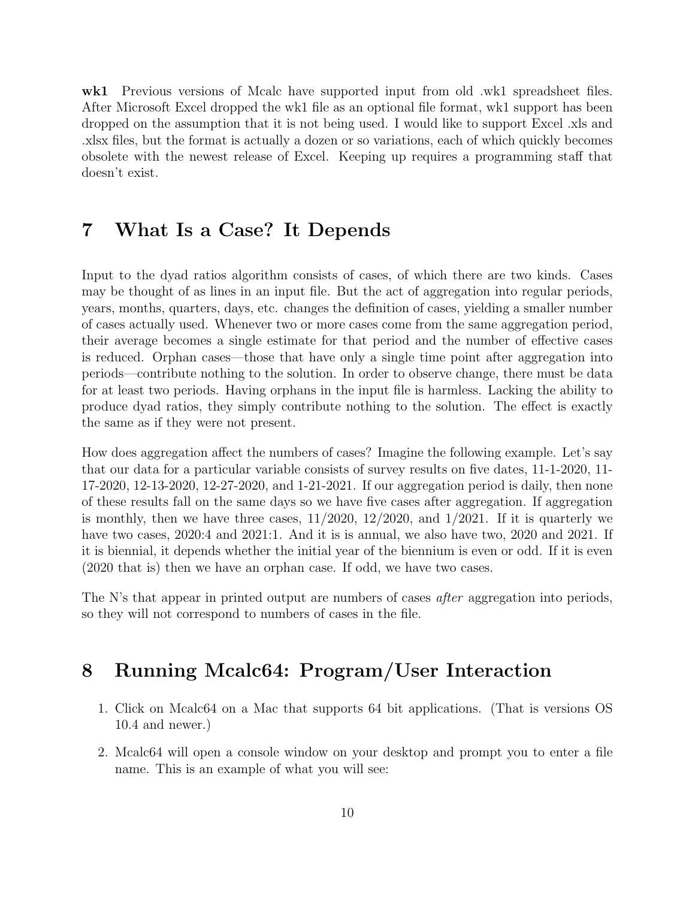**wk1** Previous versions of Mcalc have supported input from old .wk1 spreadsheet files. After Microsoft Excel dropped the wk1 file as an optional file format, wk1 support has been dropped on the assumption that it is not being used. I would like to support Excel .xls and .xlsx files, but the format is actually a dozen or so variations, each of which quickly becomes obsolete with the newest release of Excel. Keeping up requires a programming staff that doesn't exist.

# 7 What Is a Case? It Depends

Input to the dyad ratios algorithm consists of cases, of which there are two kinds. Cases may be thought of as lines in an input file. But the act of aggregation into regular periods, years, months, quarters, days, etc. changes the definition of cases, yielding a smaller number of cases actually used. Whenever two or more cases come from the same aggregation period, their average becomes a single estimate for that period and the number of effective cases is reduced. Orphan cases—those that have only a single time point after aggregation into periods—contribute nothing to the solution. In order to observe change, there must be data for at least two periods. Having orphans in the input file is harmless. Lacking the ability to produce dyad ratios, they simply contribute nothing to the solution. The effect is exactly the same as if they were not present.

How does aggregation affect the numbers of cases? Imagine the following example. Let's say that our data for a particular variable consists of survey results on five dates, 11-1-2020, 11-17-2020, 12-13-2020, 12-27-2020, and 1-21-2021. If our aggregation period is daily, then none of these results fall on the same days so we have five cases after aggregation. If aggregation is monthly, then we have three cases, 11/2020, 12/2020, and 1/2021. If it is quarterly we have two cases, 2020:4 and 2021:1. And it is is annual, we also have two, 2020 and 2021. If it is biennial, it depends whether the initial year of the biennium is even or odd. If it is even (2020 that is) then we have an orphan case. If odd, we have two cases.

The N's that appear in printed output are numbers of cases *after* aggregation into periods, so they will not correspond to numbers of cases in the file.

# 8 Running Mcalc64: Program/User Interaction

1. Click on Mcalc64 on a Mac that supports 64 bit applications. (That is versions OS 10.4 and newer.)
2. Mcalc64 will open a console window on your desktop and prompt you to enter a file name. This is an example of what you will see: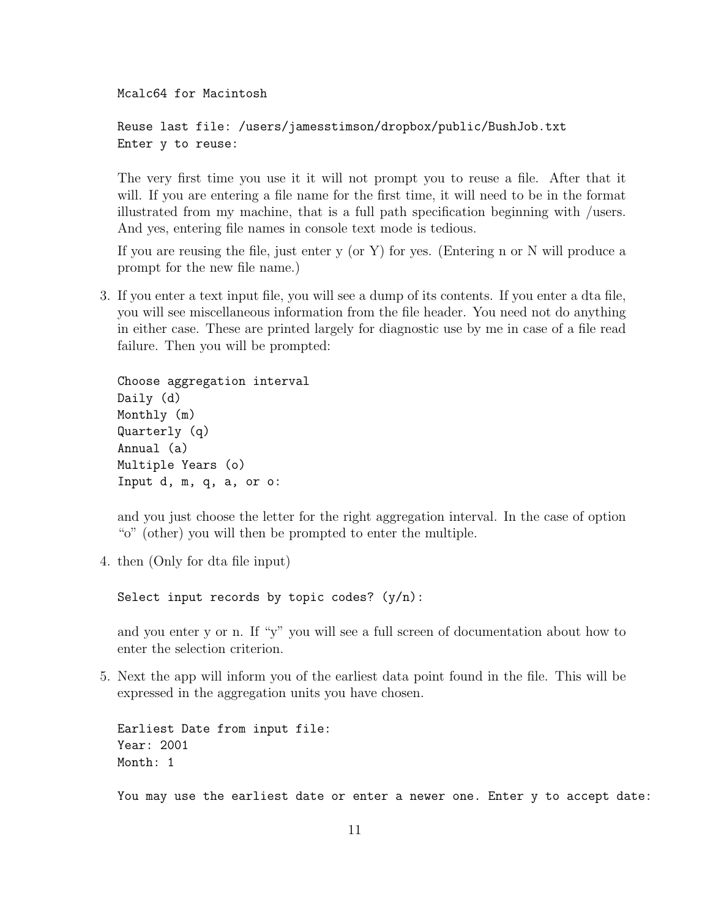```
Mcalc64 for Macintosh

Reuse last file: /users/jamesstimson/dropbox/public/BushJob.txt
Enter y to reuse:
```

The very first time you use it it will not prompt you to reuse a file. After that it will. If you are entering a file name for the first time, it will need to be in the format illustrated from my machine, that is a full path specification beginning with /users. And yes, entering file names in console text mode is tedious.

If you are reusing the file, just enter y (or Y) for yes. (Entering n or N will produce a prompt for the new file name.)

3. If you enter a text input file, you will see a dump of its contents. If you enter a dta file, you will see miscellaneous information from the file header. You need not do anything in either case. These are printed largely for diagnostic use by me in case of a file read failure. Then you will be prompted:

   ```
   Choose aggregation interval
   Daily (d)
   Monthly (m)
   Quarterly (q)
   Annual (a)
   Multiple Years (o)
   Input d, m, q, a, or o:
   ```

   and you just choose the letter for the right aggregation interval. In the case of option "o" (other) you will then be prompted to enter the multiple.

4. then (Only for dta file input)

   ```
   Select input records by topic codes? (y/n):
   ```

   and you enter y or n. If "y" you will see a full screen of documentation about how to enter the selection criterion.

5. Next the app will inform you of the earliest data point found in the file. This will be expressed in the aggregation units you have chosen.

   ```
   Earliest Date from input file:
   Year: 2001
   Month: 1

   You may use the earliest date or enter a newer one. Enter y to accept date:
   ```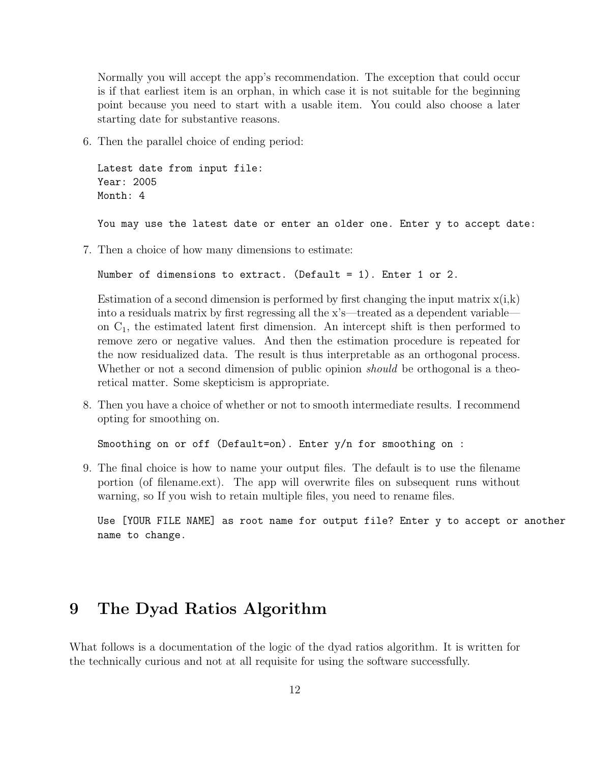Normally you will accept the app's recommendation. The exception that could occur is if that earliest item is an orphan, in which case it is not suitable for the beginning point because you need to start with a usable item. You could also choose a later starting date for substantive reasons.

6. Then the parallel choice of ending period:

```
Latest date from input file:
Year: 2005
Month: 4

You may use the latest date or enter an older one. Enter y to accept date:
```

7. Then a choice of how many dimensions to estimate:

```
Number of dimensions to extract. (Default = 1). Enter 1 or 2.
```

Estimation of a second dimension is performed by first changing the input matrix x(i,k) into a residuals matrix by first regressing all the x's—treated as a dependent variable—on $C_1$, the estimated latent first dimension. An intercept shift is then performed to remove zero or negative values. And then the estimation procedure is repeated for the now residualized data. The result is thus interpretable as an orthogonal process. Whether or not a second dimension of public opinion *should* be orthogonal is a theoretical matter. Some skepticism is appropriate.

8. Then you have a choice of whether or not to smooth intermediate results. I recommend opting for smoothing on.

```
Smoothing on or off (Default=on). Enter y/n for smoothing on :
```

9. The final choice is how to name your output files. The default is to use the filename portion (of filename.ext). The app will overwrite files on subsequent runs without warning, so If you wish to retain multiple files, you need to rename files.

```
Use [YOUR FILE NAME] as root name for output file? Enter y to accept or another
name to change.
```

# 9 The Dyad Ratios Algorithm

What follows is a documentation of the logic of the dyad ratios algorithm. It is written for the technically curious and not at all requisite for using the software successfully.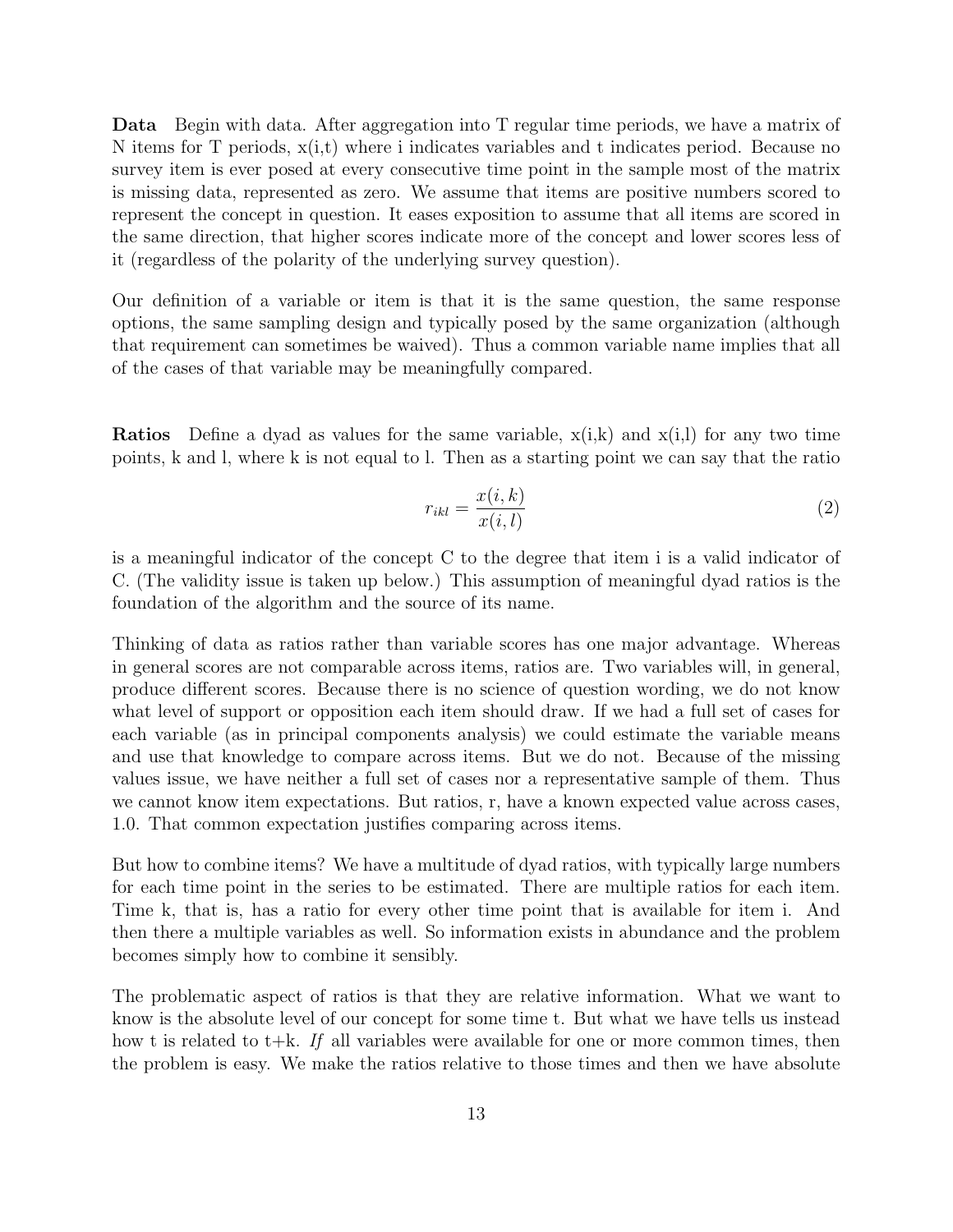**Data** Begin with data. After aggregation into T regular time periods, we have a matrix of N items for T periods, x(i,t) where i indicates variables and t indicates period. Because no survey item is ever posed at every consecutive time point in the sample most of the matrix is missing data, represented as zero. We assume that items are positive numbers scored to represent the concept in question. It eases exposition to assume that all items are scored in the same direction, that higher scores indicate more of the concept and lower scores less of it (regardless of the polarity of the underlying survey question).

Our definition of a variable or item is that it is the same question, the same response options, the same sampling design and typically posed by the same organization (although that requirement can sometimes be waived). Thus a common variable name implies that all of the cases of that variable may be meaningfully compared.

**Ratios** Define a dyad as values for the same variable, x(i,k) and x(i,l) for any two time points, k and l, where k is not equal to l. Then as a starting point we can say that the ratio

$$r_{ikl} = \frac{x(i,k)}{x(i,l)} \tag{2}$$

is a meaningful indicator of the concept C to the degree that item i is a valid indicator of C. (The validity issue is taken up below.) This assumption of meaningful dyad ratios is the foundation of the algorithm and the source of its name.

Thinking of data as ratios rather than variable scores has one major advantage. Whereas in general scores are not comparable across items, ratios are. Two variables will, in general, produce different scores. Because there is no science of question wording, we do not know what level of support or opposition each item should draw. If we had a full set of cases for each variable (as in principal components analysis) we could estimate the variable means and use that knowledge to compare across items. But we do not. Because of the missing values issue, we have neither a full set of cases nor a representative sample of them. Thus we cannot know item expectations. But ratios, r, have a known expected value across cases, 1.0. That common expectation justifies comparing across items.

But how to combine items? We have a multitude of dyad ratios, with typically large numbers for each time point in the series to be estimated. There are multiple ratios for each item. Time k, that is, has a ratio for every other time point that is available for item i. And then there a multiple variables as well. So information exists in abundance and the problem becomes simply how to combine it sensibly.

The problematic aspect of ratios is that they are relative information. What we want to know is the absolute level of our concept for some time t. But what we have tells us instead how t is related to t+k. *If* all variables were available for one or more common times, then the problem is easy. We make the ratios relative to those times and then we have absolute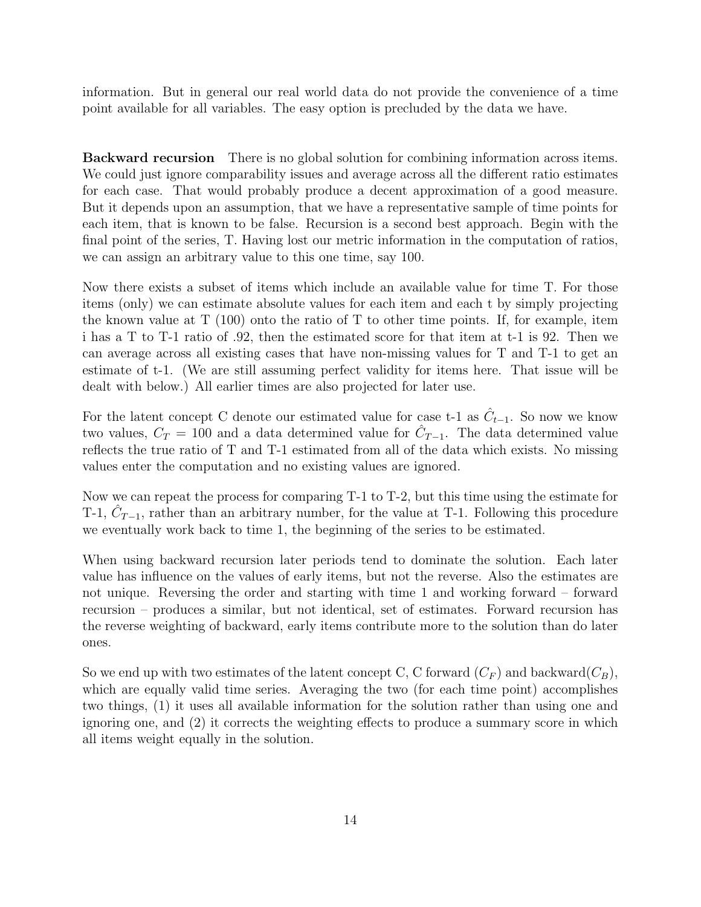information. But in general our real world data do not provide the convenience of a time point available for all variables. The easy option is precluded by the data we have.

**Backward recursion** There is no global solution for combining information across items. We could just ignore comparability issues and average across all the different ratio estimates for each case. That would probably produce a decent approximation of a good measure. But it depends upon an assumption, that we have a representative sample of time points for each item, that is known to be false. Recursion is a second best approach. Begin with the final point of the series, T. Having lost our metric information in the computation of ratios, we can assign an arbitrary value to this one time, say 100.

Now there exists a subset of items which include an available value for time T. For those items (only) we can estimate absolute values for each item and each t by simply projecting the known value at T (100) onto the ratio of T to other time points. If, for example, item i has a T to T-1 ratio of .92, then the estimated score for that item at t-1 is 92. Then we can average across all existing cases that have non-missing values for T and T-1 to get an estimate of t-1. (We are still assuming perfect validity for items here. That issue will be dealt with below.) All earlier times are also projected for later use.

For the latent concept C denote our estimated value for case t-1 as $\hat{C}_{t-1}$. So now we know two values, $C_T = 100$ and a data determined value for $\hat{C}_{T-1}$. The data determined value reflects the true ratio of T and T-1 estimated from all of the data which exists. No missing values enter the computation and no existing values are ignored.

Now we can repeat the process for comparing T-1 to T-2, but this time using the estimate for T-1, $\hat{C}_{T-1}$, rather than an arbitrary number, for the value at T-1. Following this procedure we eventually work back to time 1, the beginning of the series to be estimated.

When using backward recursion later periods tend to dominate the solution. Each later value has influence on the values of early items, but not the reverse. Also the estimates are not unique. Reversing the order and starting with time 1 and working forward – forward recursion – produces a similar, but not identical, set of estimates. Forward recursion has the reverse weighting of backward, early items contribute more to the solution than do later ones.

So we end up with two estimates of the latent concept C, C forward ($C_F$) and backward($C_B$), which are equally valid time series. Averaging the two (for each time point) accomplishes two things, (1) it uses all available information for the solution rather than using one and ignoring one, and (2) it corrects the weighting effects to produce a summary score in which all items weight equally in the solution.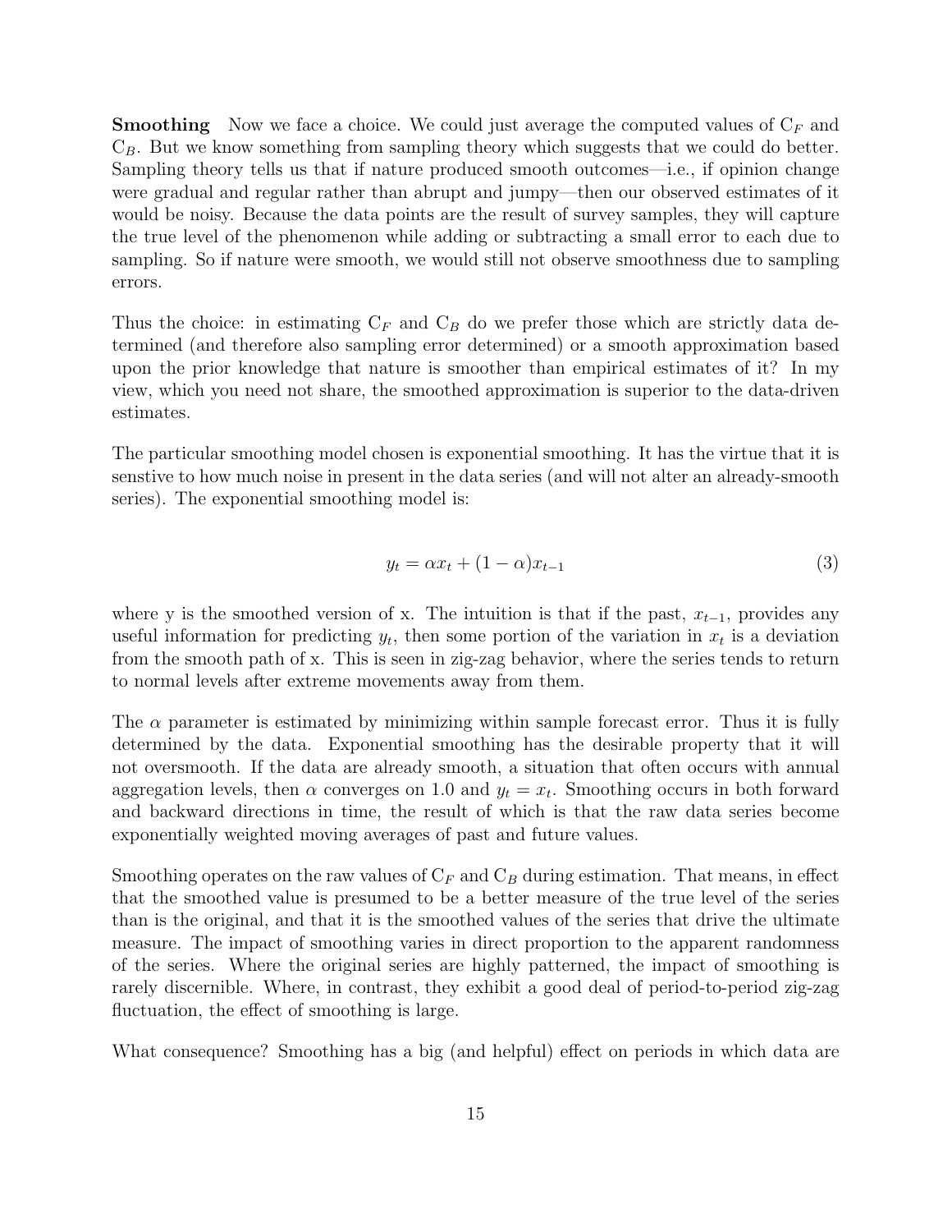**Smoothing** Now we face a choice. We could just average the computed values of $C_F$ and $C_B$. But we know something from sampling theory which suggests that we could do better. Sampling theory tells us that if nature produced smooth outcomes—i.e., if opinion change were gradual and regular rather than abrupt and jumpy—then our observed estimates of it would be noisy. Because the data points are the result of survey samples, they will capture the true level of the phenomenon while adding or subtracting a small error to each due to sampling. So if nature were smooth, we would still not observe smoothness due to sampling errors.

Thus the choice: in estimating $C_F$ and $C_B$ do we prefer those which are strictly data determined (and therefore also sampling error determined) or a smooth approximation based upon the prior knowledge that nature is smoother than empirical estimates of it? In my view, which you need not share, the smoothed approximation is superior to the data-driven estimates.

The particular smoothing model chosen is exponential smoothing. It has the virtue that it is senstive to how much noise in present in the data series (and will not alter an already-smooth series). The exponential smoothing model is:

$$y_t = \alpha x_t + (1 - \alpha) x_{t-1} \tag{3}$$

where y is the smoothed version of x. The intuition is that if the past, $x_{t-1}$, provides any useful information for predicting $y_t$, then some portion of the variation in $x_t$ is a deviation from the smooth path of x. This is seen in zig-zag behavior, where the series tends to return to normal levels after extreme movements away from them.

The $\alpha$ parameter is estimated by minimizing within sample forecast error. Thus it is fully determined by the data. Exponential smoothing has the desirable property that it will not oversmooth. If the data are already smooth, a situation that often occurs with annual aggregation levels, then $\alpha$ converges on 1.0 and $y_t = x_t$. Smoothing occurs in both forward and backward directions in time, the result of which is that the raw data series become exponentially weighted moving averages of past and future values.

Smoothing operates on the raw values of $C_F$ and $C_B$ during estimation. That means, in effect that the smoothed value is presumed to be a better measure of the true level of the series than is the original, and that it is the smoothed values of the series that drive the ultimate measure. The impact of smoothing varies in direct proportion to the apparent randomness of the series. Where the original series are highly patterned, the impact of smoothing is rarely discernible. Where, in contrast, they exhibit a good deal of period-to-period zig-zag fluctuation, the effect of smoothing is large.

What consequence? Smoothing has a big (and helpful) effect on periods in which data are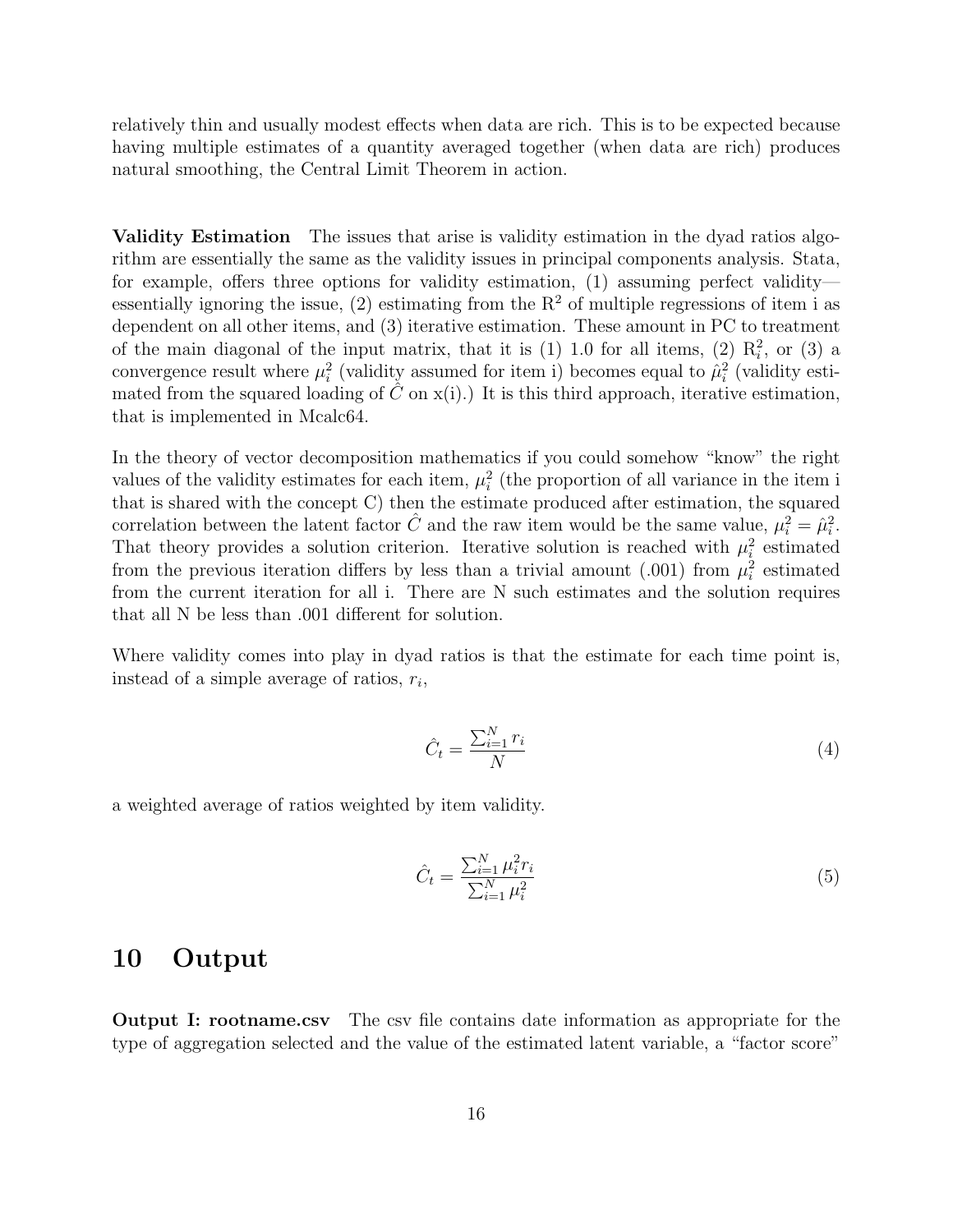relatively thin and usually modest effects when data are rich. This is to be expected because having multiple estimates of a quantity averaged together (when data are rich) produces natural smoothing, the Central Limit Theorem in action.

**Validity Estimation** The issues that arise is validity estimation in the dyad ratios algorithm are essentially the same as the validity issues in principal components analysis. Stata, for example, offers three options for validity estimation, (1) assuming perfect validity—essentially ignoring the issue, (2) estimating from the $R^2$ of multiple regressions of item i as dependent on all other items, and (3) iterative estimation. These amount in PC to treatment of the main diagonal of the input matrix, that it is (1) 1.0 for all items, (2) $R_i^2$, or (3) a convergence result where $\mu_i^2$ (validity assumed for item i) becomes equal to $\hat{\mu}_i^2$ (validity estimated from the squared loading of $\hat{C}$ on x(i).) It is this third approach, iterative estimation, that is implemented in Mcalc64.

In the theory of vector decomposition mathematics if you could somehow "know" the right values of the validity estimates for each item, $\mu_i^2$ (the proportion of all variance in the item i that is shared with the concept C) then the estimate produced after estimation, the squared correlation between the latent factor $\hat{C}$ and the raw item would be the same value, $\mu_i^2 = \hat{\mu}_i^2$. That theory provides a solution criterion. Iterative solution is reached with $\mu_i^2$ estimated from the previous iteration differs by less than a trivial amount (.001) from $\mu_i^2$ estimated from the current iteration for all i. There are N such estimates and the solution requires that all N be less than .001 different for solution.

Where validity comes into play in dyad ratios is that the estimate for each time point is, instead of a simple average of ratios, $r_i$,

$$\hat{C}_t = \frac{\sum_{i=1}^{N} r_i}{N} \tag{4}$$

a weighted average of ratios weighted by item validity.

$$\hat{C}_t = \frac{\sum_{i=1}^{N} \mu_i^2 r_i}{\sum_{i=1}^{N} \mu_i^2} \tag{5}$$

# 10 Output

**Output I: rootname.csv** The csv file contains date information as appropriate for the type of aggregation selected and the value of the estimated latent variable, a "factor score"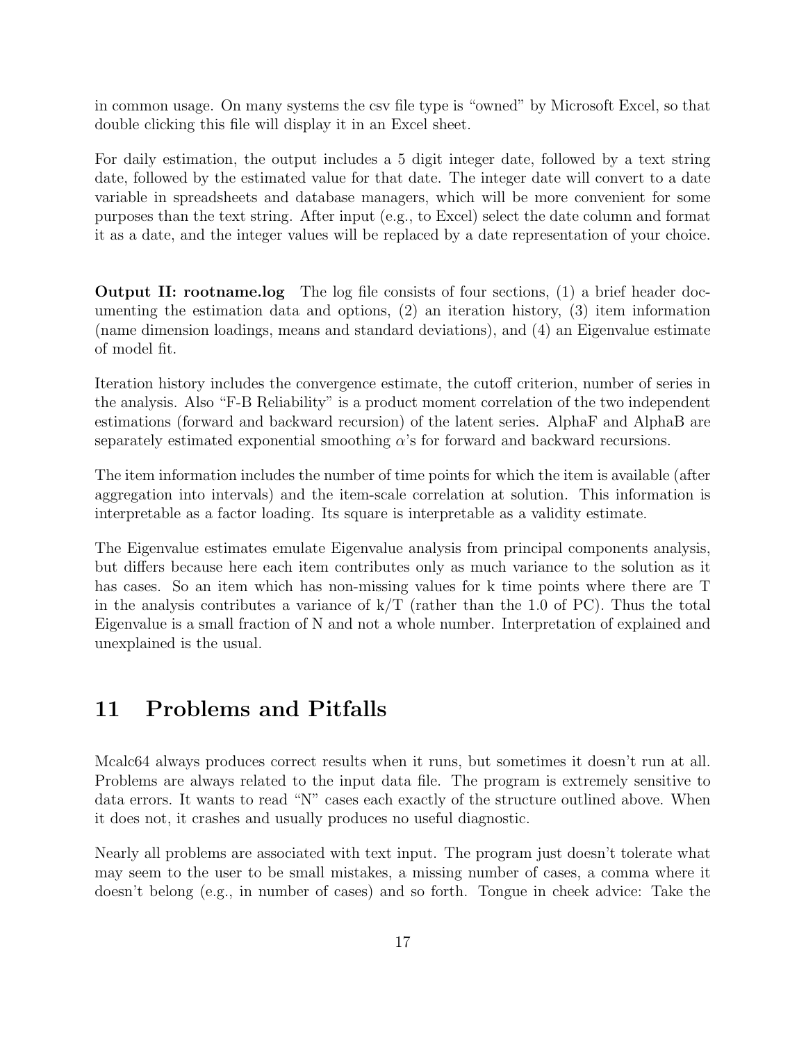in common usage. On many systems the csv file type is "owned" by Microsoft Excel, so that double clicking this file will display it in an Excel sheet.

For daily estimation, the output includes a 5 digit integer date, followed by a text string date, followed by the estimated value for that date. The integer date will convert to a date variable in spreadsheets and database managers, which will be more convenient for some purposes than the text string. After input (e.g., to Excel) select the date column and format it as a date, and the integer values will be replaced by a date representation of your choice.

**Output II: rootname.log** The log file consists of four sections, (1) a brief header documenting the estimation data and options, (2) an iteration history, (3) item information (name dimension loadings, means and standard deviations), and (4) an Eigenvalue estimate of model fit.

Iteration history includes the convergence estimate, the cutoff criterion, number of series in the analysis. Also "F-B Reliability" is a product moment correlation of the two independent estimations (forward and backward recursion) of the latent series. AlphaF and AlphaB are separately estimated exponential smoothing $\alpha$'s for forward and backward recursions.

The item information includes the number of time points for which the item is available (after aggregation into intervals) and the item-scale correlation at solution. This information is interpretable as a factor loading. Its square is interpretable as a validity estimate.

The Eigenvalue estimates emulate Eigenvalue analysis from principal components analysis, but differs because here each item contributes only as much variance to the solution as it has cases. So an item which has non-missing values for k time points where there are T in the analysis contributes a variance of k/T (rather than the 1.0 of PC). Thus the total Eigenvalue is a small fraction of N and not a whole number. Interpretation of explained and unexplained is the usual.

# 11 Problems and Pitfalls

Mcalc64 always produces correct results when it runs, but sometimes it doesn't run at all. Problems are always related to the input data file. The program is extremely sensitive to data errors. It wants to read "N" cases each exactly of the structure outlined above. When it does not, it crashes and usually produces no useful diagnostic.

Nearly all problems are associated with text input. The program just doesn't tolerate what may seem to the user to be small mistakes, a missing number of cases, a comma where it doesn't belong (e.g., in number of cases) and so forth. Tongue in cheek advice: Take the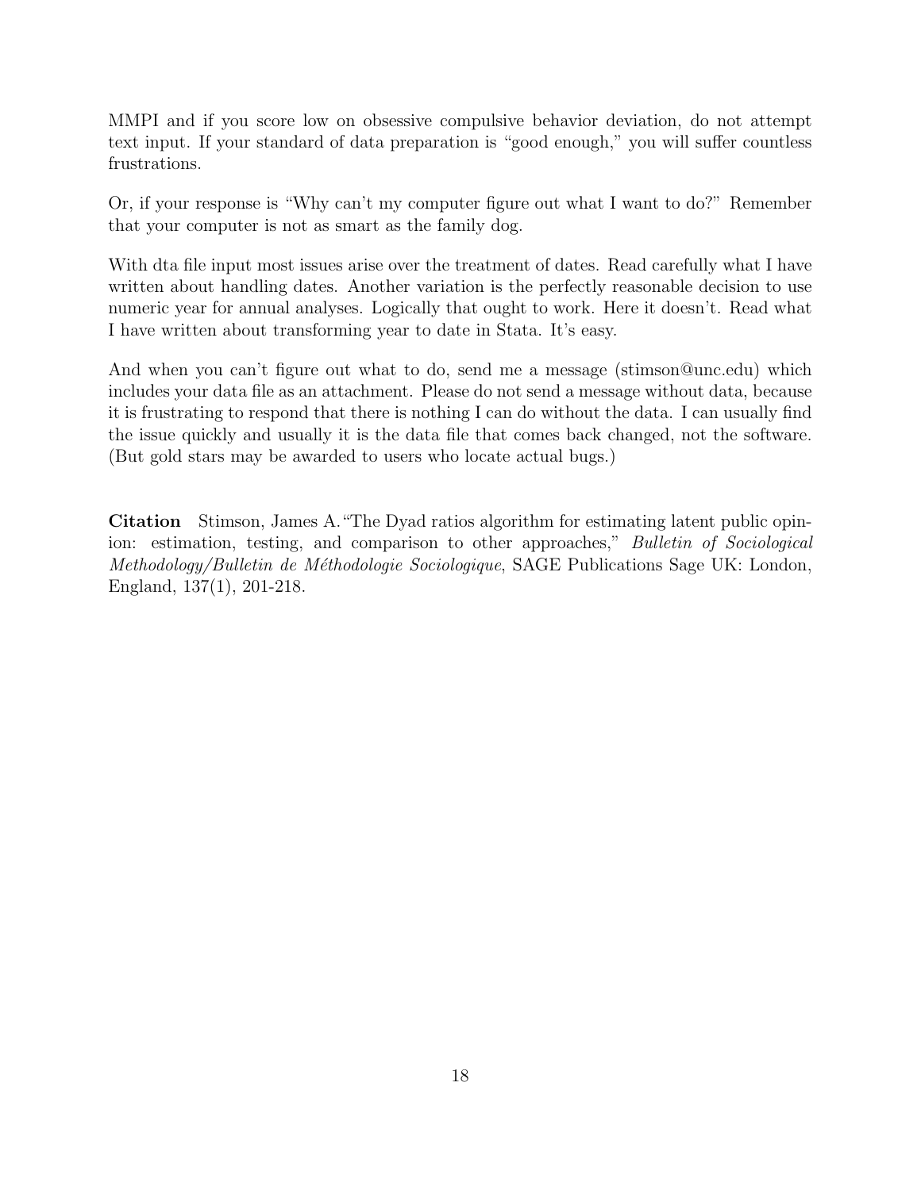MMPI and if you score low on obsessive compulsive behavior deviation, do not attempt text input. If your standard of data preparation is "good enough," you will suffer countless frustrations.

Or, if your response is "Why can't my computer figure out what I want to do?" Remember that your computer is not as smart as the family dog.

With dta file input most issues arise over the treatment of dates. Read carefully what I have written about handling dates. Another variation is the perfectly reasonable decision to use numeric year for annual analyses. Logically that ought to work. Here it doesn't. Read what I have written about transforming year to date in Stata. It's easy.

And when you can't figure out what to do, send me a message (stimson@unc.edu) which includes your data file as an attachment. Please do not send a message without data, because it is frustrating to respond that there is nothing I can do without the data. I can usually find the issue quickly and usually it is the data file that comes back changed, not the software. (But gold stars may be awarded to users who locate actual bugs.)

**Citation** Stimson, James A. "The Dyad ratios algorithm for estimating latent public opinion: estimation, testing, and comparison to other approaches," *Bulletin of Sociological Methodology/Bulletin de Méthodologie Sociologique*, SAGE Publications Sage UK: London, England, 137(1), 201-218.